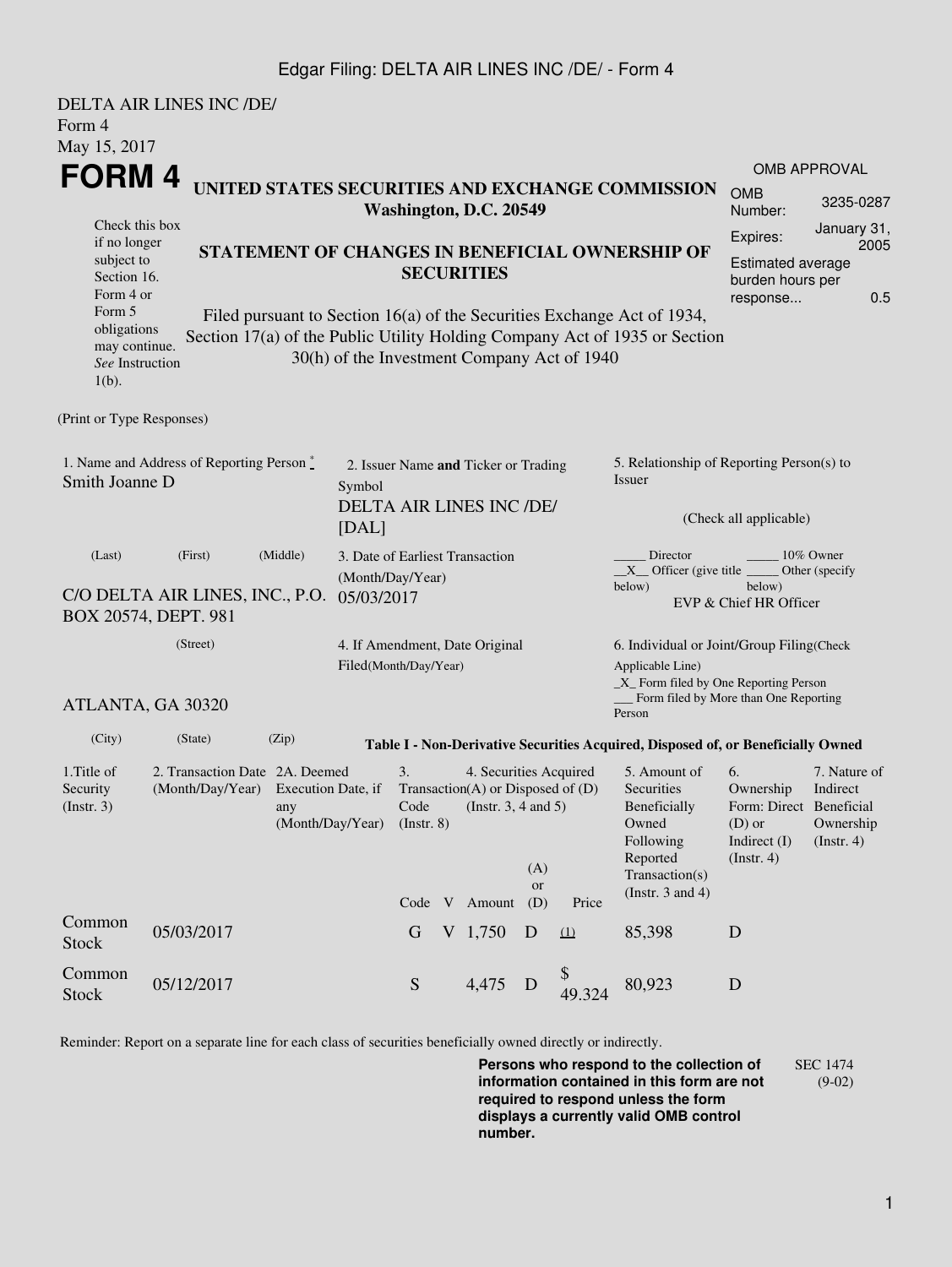Edgar Filing: DELTA AIR LINES INC /DE/ - Form 4

DELTA AIR LINES INC /DE/
Form 4
May 15, 2017

# FORM 4

**UNITED STATES SECURITIES AND EXCHANGE COMMISSION**
**Washington, D.C. 20549**

Check this box if no longer subject to Section 16. Form 4 or Form 5 obligations may continue. *See* Instruction 1(b).

**STATEMENT OF CHANGES IN BENEFICIAL OWNERSHIP OF SECURITIES**

Filed pursuant to Section 16(a) of the Securities Exchange Act of 1934, Section 17(a) of the Public Utility Holding Company Act of 1935 or Section 30(h) of the Investment Company Act of 1940

| OMB APPROVAL | |
|---|---|
| OMB Number: | 3235-0287 |
| Expires: | January 31, 2005 |
| Estimated average burden hours per response... | 0.5 |

(Print or Type Responses)

1. Name and Address of Reporting Person *
Smith Joanne D

(Last) (First) (Middle)

C/O DELTA AIR LINES, INC., P.O. BOX 20574, DEPT. 981

(Street)

ATLANTA, GA 30320

(City) (State) (Zip)

2. Issuer Name **and** Ticker or Trading Symbol
DELTA AIR LINES INC /DE/ [DAL]

3. Date of Earliest Transaction (Month/Day/Year)
05/03/2017

4. If Amendment, Date Original Filed(Month/Day/Year)

5. Relationship of Reporting Person(s) to Issuer

(Check all applicable)

_____ Director _____ 10% Owner
\_\_X\_\_ Officer (give title below) _____ Other (specify below)
EVP & Chief HR Officer

6. Individual or Joint/Group Filing(Check Applicable Line)
\_X\_ Form filed by One Reporting Person
\_\_\_ Form filed by More than One Reporting Person

**Table I - Non-Derivative Securities Acquired, Disposed of, or Beneficially Owned**

| 1.Title of Security (Instr. 3) | 2. Transaction Date (Month/Day/Year) | 2A. Deemed Execution Date, if any (Month/Day/Year) | 3. Transaction Code (Instr. 8) | | 4. Securities Acquired (A) or Disposed of (D) (Instr. 3, 4 and 5) | | | 5. Amount of Securities Beneficially Owned Following Reported Transaction(s) (Instr. 3 and 4) | 6. Ownership Form: Direct (D) or Indirect (I) (Instr. 4) | 7. Nature of Indirect Beneficial Ownership (Instr. 4) |
|---|---|---|---|---|---|---|---|---|---|---|
| | | | Code | V | Amount | (A) or (D) | Price | | | |
| Common Stock | 05/03/2017 | | G | V | 1,750 | D | (1) | 85,398 | D | |
| Common Stock | 05/12/2017 | | S | | 4,475 | D | $ 49.324 | 80,923 | D | |

Reminder: Report on a separate line for each class of securities beneficially owned directly or indirectly.

**Persons who respond to the collection of information contained in this form are not required to respond unless the form displays a currently valid OMB control number.**

SEC 1474 (9-02)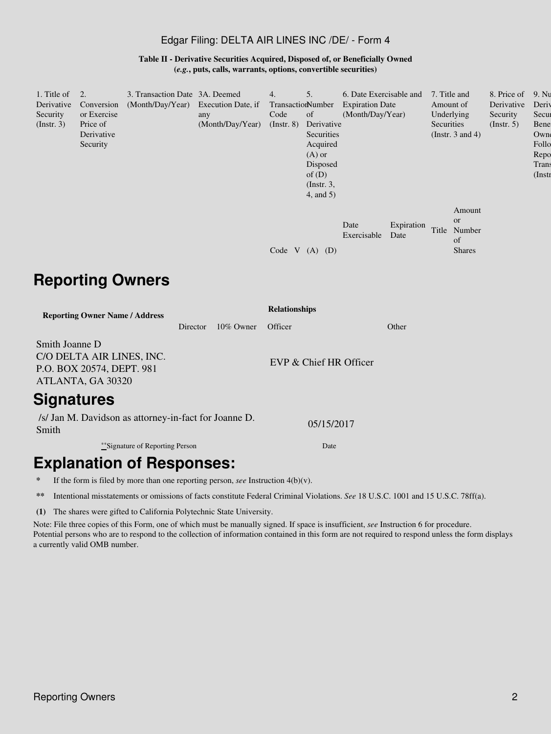Edgar Filing: DELTA AIR LINES INC /DE/ - Form 4

**Table II - Derivative Securities Acquired, Disposed of, or Beneficially Owned**
**(*e.g.*, puts, calls, warrants, options, convertible securities)**

| 1. Title of Derivative Security (Instr. 3) | 2. Conversion or Exercise Price of Derivative Security | 3. Transaction Date (Month/Day/Year) | 3A. Deemed Execution Date, if any (Month/Day/Year) | 4. Transaction Code (Instr. 8) | | 5. Number of Derivative Securities Acquired (A) or Disposed of (D) (Instr. 3, 4, and 5) | | 6. Date Exercisable and Expiration Date (Month/Day/Year) | | 7. Title and Amount of Underlying Securities (Instr. 3 and 4) | | 8. Price of Derivative Security (Instr. 5) | 9. Nu Deriv Secur Bene Owne Follo Repo Trans (Instr |
|---|---|---|---|---|---|---|---|---|---|---|---|---|---|
| | | | | Code | V | (A) | (D) | Date Exercisable | Expiration Date | Title | Amount or Number of Shares | | |

## Reporting Owners

| Reporting Owner Name / Address | Relationships | | | |
|---|---|---|---|---|
| | Director | 10% Owner | Officer | Other |
| Smith Joanne D<br>C/O DELTA AIR LINES, INC.<br>P.O. BOX 20574, DEPT. 981<br>ATLANTA, GA 30320 | | | EVP & Chief HR Officer | |

## Signatures

| | |
|---|---|
| /s/ Jan M. Davidson as attorney-in-fact for Joanne D. Smith | 05/15/2017 |
| **Signature of Reporting Person | Date |

## Explanation of Responses:

\* If the form is filed by more than one reporting person, *see* Instruction 4(b)(v).

\** Intentional misstatements or omissions of facts constitute Federal Criminal Violations. *See* 18 U.S.C. 1001 and 15 U.S.C. 78ff(a).

**(1)** The shares were gifted to California Polytechnic State University.

Note: File three copies of this Form, one of which must be manually signed. If space is insufficient, *see* Instruction 6 for procedure.
Potential persons who are to respond to the collection of information contained in this form are not required to respond unless the form displays a currently valid OMB number.